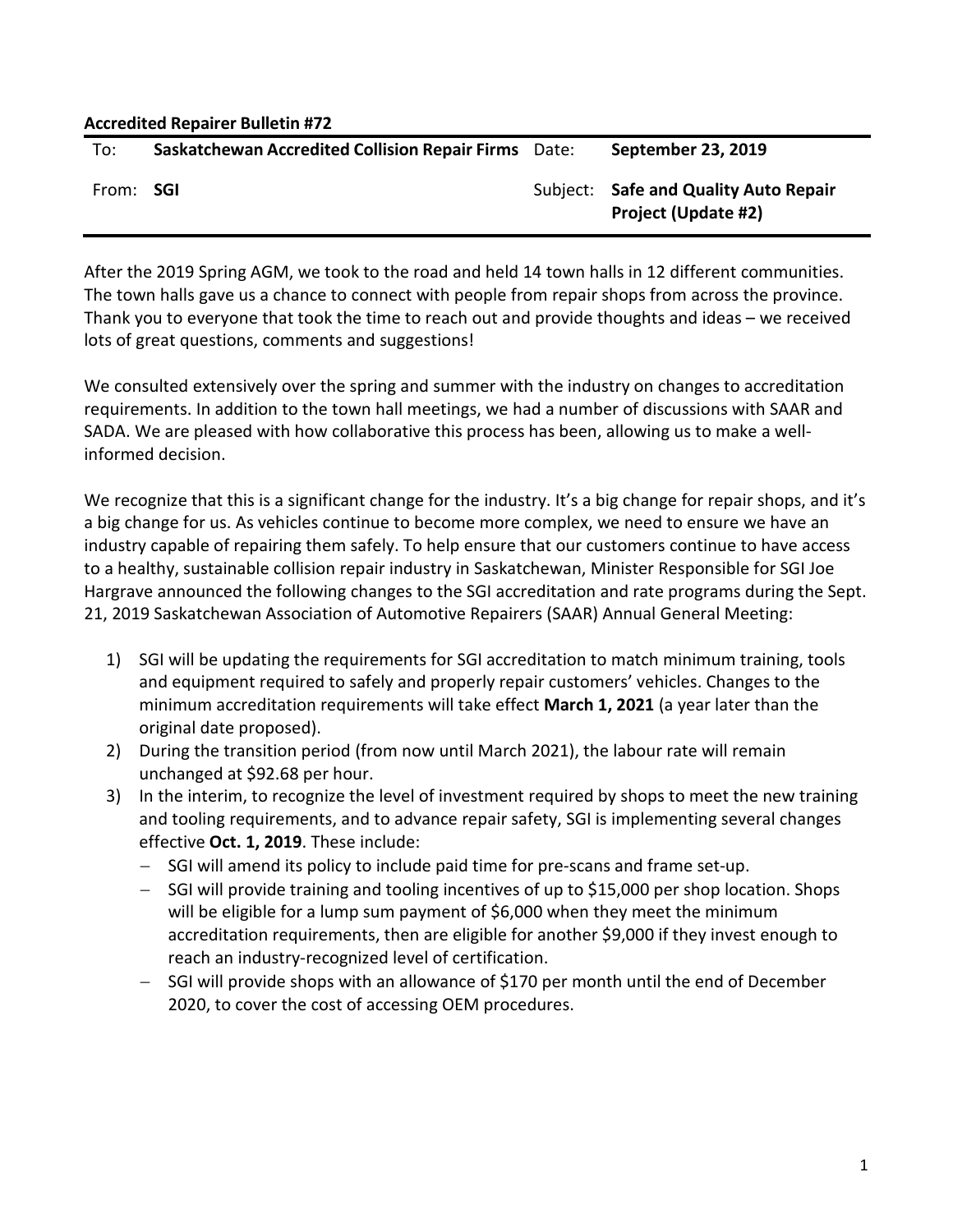**Accredited Repairer Bulletin #72**

| To: | **Saskatchewan Accredited Collision Repair Firms** | Date: | **September 23, 2019** |
|---|---|---|---|
| From: | **SGI** | Subject: | **Safe and Quality Auto Repair Project (Update #2)** |

After the 2019 Spring AGM, we took to the road and held 14 town halls in 12 different communities. The town halls gave us a chance to connect with people from repair shops from across the province. Thank you to everyone that took the time to reach out and provide thoughts and ideas – we received lots of great questions, comments and suggestions!

We consulted extensively over the spring and summer with the industry on changes to accreditation requirements. In addition to the town hall meetings, we had a number of discussions with SAAR and SADA. We are pleased with how collaborative this process has been, allowing us to make a well-informed decision.

We recognize that this is a significant change for the industry. It's a big change for repair shops, and it's a big change for us. As vehicles continue to become more complex, we need to ensure we have an industry capable of repairing them safely. To help ensure that our customers continue to have access to a healthy, sustainable collision repair industry in Saskatchewan, Minister Responsible for SGI Joe Hargrave announced the following changes to the SGI accreditation and rate programs during the Sept. 21, 2019 Saskatchewan Association of Automotive Repairers (SAAR) Annual General Meeting:

1) SGI will be updating the requirements for SGI accreditation to match minimum training, tools and equipment required to safely and properly repair customers' vehicles. Changes to the minimum accreditation requirements will take effect **March 1, 2021** (a year later than the original date proposed).
2) During the transition period (from now until March 2021), the labour rate will remain unchanged at $92.68 per hour.
3) In the interim, to recognize the level of investment required by shops to meet the new training and tooling requirements, and to advance repair safety, SGI is implementing several changes effective **Oct. 1, 2019**. These include:
   - SGI will amend its policy to include paid time for pre-scans and frame set-up.
   - SGI will provide training and tooling incentives of up to $15,000 per shop location. Shops will be eligible for a lump sum payment of $6,000 when they meet the minimum accreditation requirements, then are eligible for another $9,000 if they invest enough to reach an industry-recognized level of certification.
   - SGI will provide shops with an allowance of $170 per month until the end of December 2020, to cover the cost of accessing OEM procedures.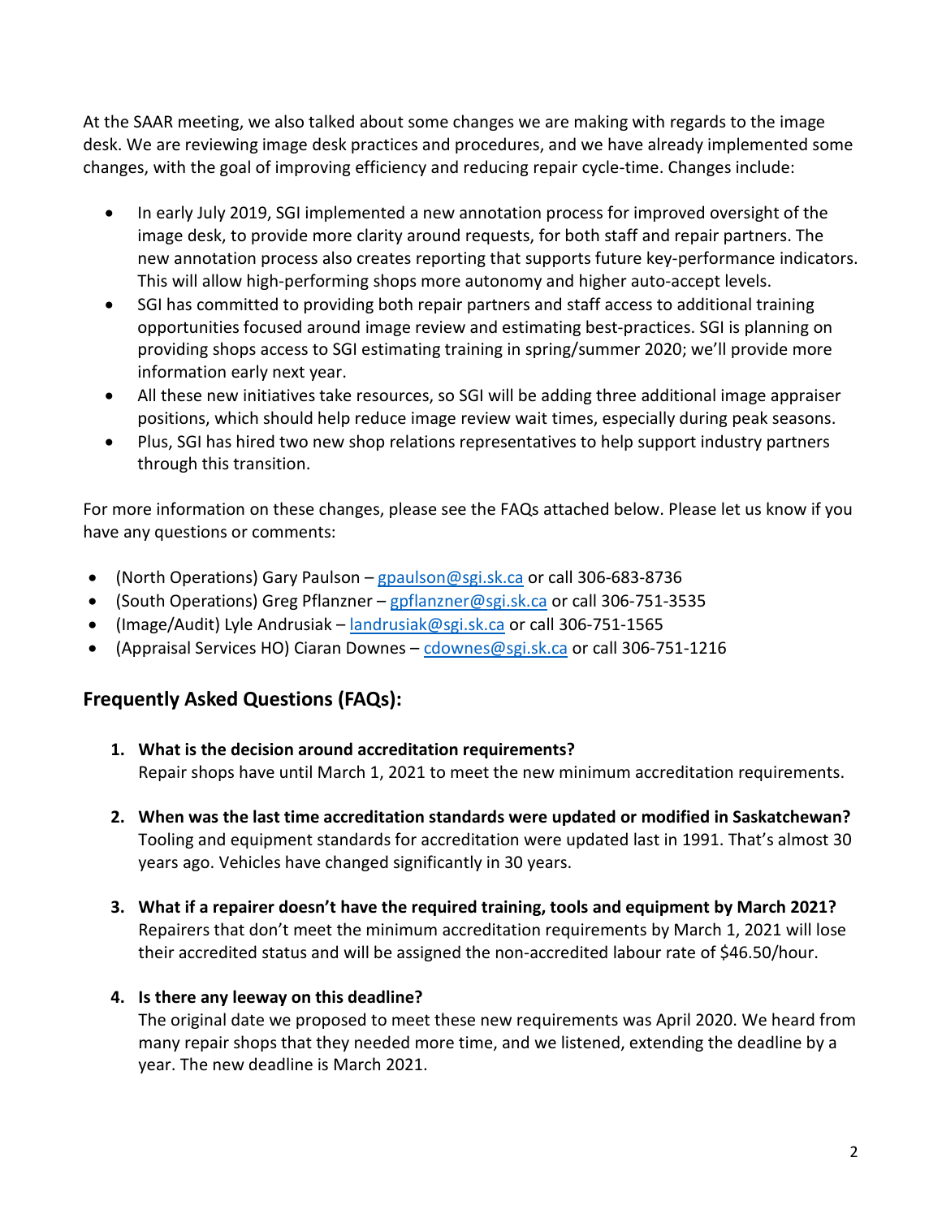At the SAAR meeting, we also talked about some changes we are making with regards to the image desk. We are reviewing image desk practices and procedures, and we have already implemented some changes, with the goal of improving efficiency and reducing repair cycle-time. Changes include:

- In early July 2019, SGI implemented a new annotation process for improved oversight of the image desk, to provide more clarity around requests, for both staff and repair partners. The new annotation process also creates reporting that supports future key-performance indicators. This will allow high-performing shops more autonomy and higher auto-accept levels.
- SGI has committed to providing both repair partners and staff access to additional training opportunities focused around image review and estimating best-practices. SGI is planning on providing shops access to SGI estimating training in spring/summer 2020; we'll provide more information early next year.
- All these new initiatives take resources, so SGI will be adding three additional image appraiser positions, which should help reduce image review wait times, especially during peak seasons.
- Plus, SGI has hired two new shop relations representatives to help support industry partners through this transition.

For more information on these changes, please see the FAQs attached below. Please let us know if you have any questions or comments:

- (North Operations) Gary Paulson – gpaulson@sgi.sk.ca or call 306-683-8736
- (South Operations) Greg Pflanzner – gpflanzner@sgi.sk.ca or call 306-751-3535
- (Image/Audit) Lyle Andrusiak – landrusiak@sgi.sk.ca or call 306-751-1565
- (Appraisal Services HO) Ciaran Downes – cdownes@sgi.sk.ca or call 306-751-1216

## Frequently Asked Questions (FAQs):

1. **What is the decision around accreditation requirements?**
   Repair shops have until March 1, 2021 to meet the new minimum accreditation requirements.

2. **When was the last time accreditation standards were updated or modified in Saskatchewan?**
   Tooling and equipment standards for accreditation were updated last in 1991. That's almost 30 years ago. Vehicles have changed significantly in 30 years.

3. **What if a repairer doesn't have the required training, tools and equipment by March 2021?**
   Repairers that don't meet the minimum accreditation requirements by March 1, 2021 will lose their accredited status and will be assigned the non-accredited labour rate of $46.50/hour.

4. **Is there any leeway on this deadline?**
   The original date we proposed to meet these new requirements was April 2020. We heard from many repair shops that they needed more time, and we listened, extending the deadline by a year. The new deadline is March 2021.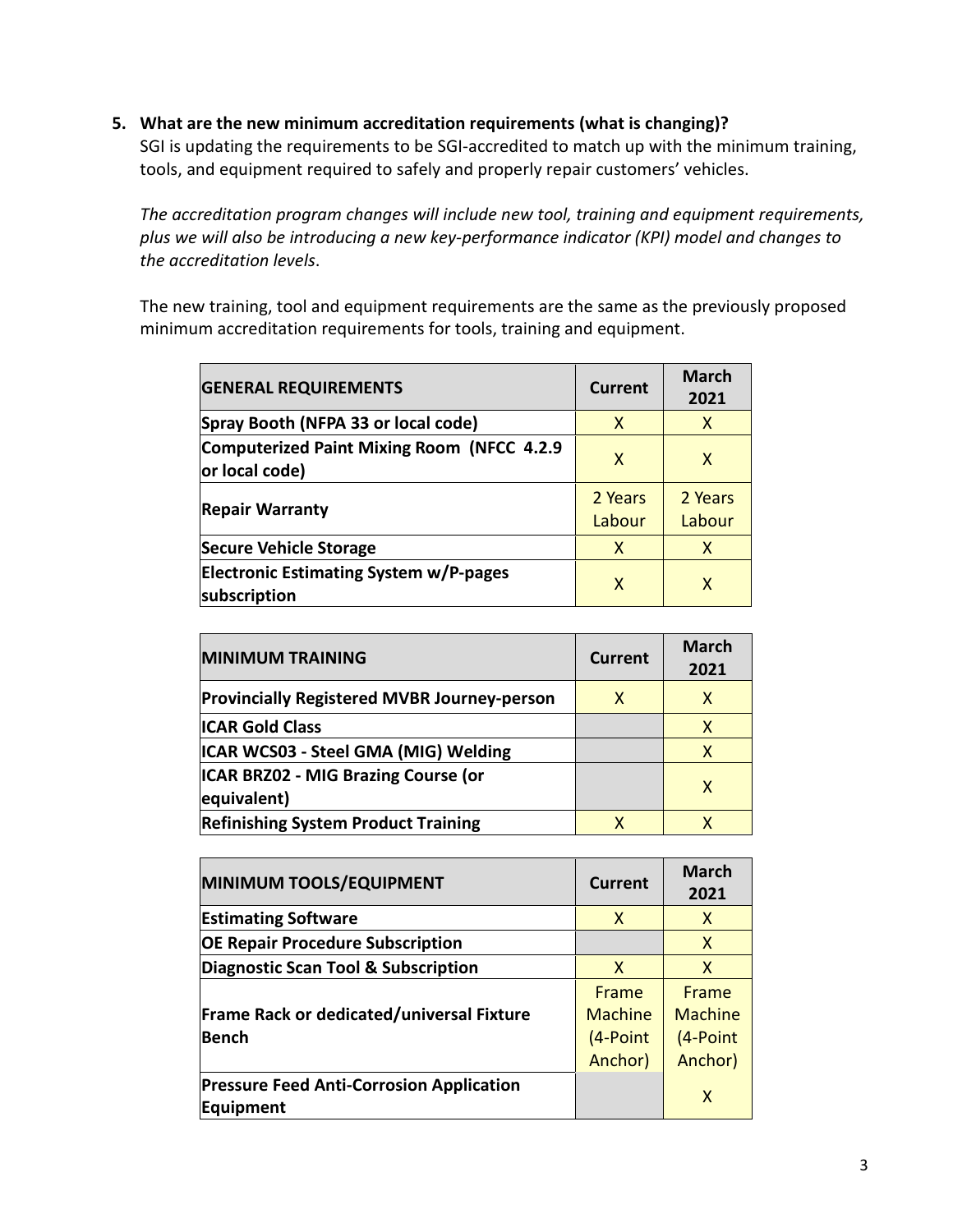5. **What are the new minimum accreditation requirements (what is changing)?**

SGI is updating the requirements to be SGI-accredited to match up with the minimum training, tools, and equipment required to safely and properly repair customers' vehicles.

*The accreditation program changes will include new tool, training and equipment requirements, plus we will also be introducing a new key-performance indicator (KPI) model and changes to the accreditation levels*.

The new training, tool and equipment requirements are the same as the previously proposed minimum accreditation requirements for tools, training and equipment.

| GENERAL REQUIREMENTS | Current | March 2021 |
|---|---|---|
| Spray Booth (NFPA 33 or local code) | X | X |
| Computerized Paint Mixing Room (NFCC 4.2.9 or local code) | X | X |
| Repair Warranty | 2 Years Labour | 2 Years Labour |
| Secure Vehicle Storage | X | X |
| Electronic Estimating System w/P-pages subscription | X | X |

| MINIMUM TRAINING | Current | March 2021 |
|---|---|---|
| Provincially Registered MVBR Journey-person | X | X |
| ICAR Gold Class | | X |
| ICAR WCS03 - Steel GMA (MIG) Welding | | X |
| ICAR BRZ02 - MIG Brazing Course (or equivalent) | | X |
| Refinishing System Product Training | X | X |

| MINIMUM TOOLS/EQUIPMENT | Current | March 2021 |
|---|---|---|
| Estimating Software | X | X |
| OE Repair Procedure Subscription | | X |
| Diagnostic Scan Tool & Subscription | X | X |
| Frame Rack or dedicated/universal Fixture Bench | Frame Machine (4-Point Anchor) | Frame Machine (4-Point Anchor) |
| Pressure Feed Anti-Corrosion Application Equipment | | X |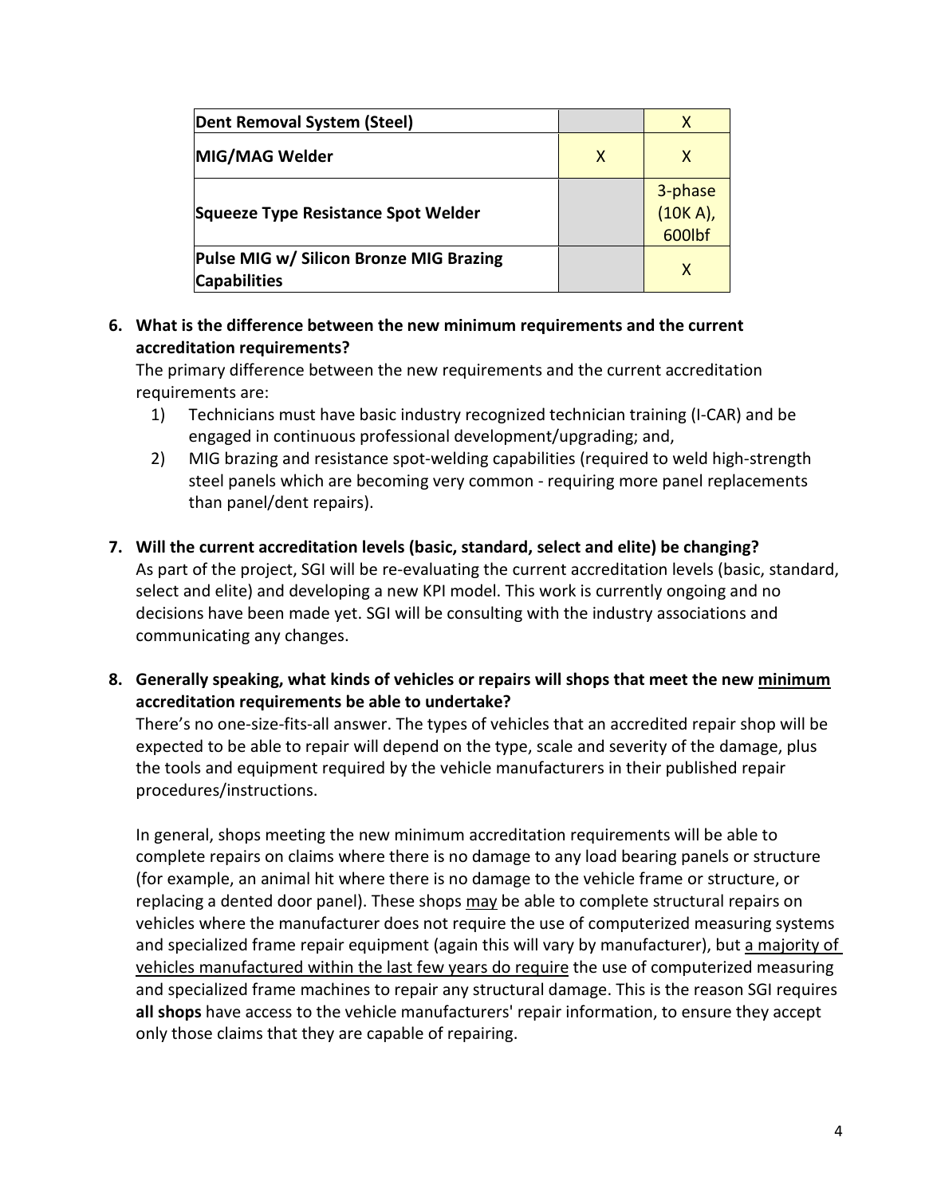| | | |
|---|---|---|
| **Dent Removal System (Steel)** | | X |
| **MIG/MAG Welder** | X | X |
| **Squeeze Type Resistance Spot Welder** | | 3-phase (10K A), 600lbf |
| **Pulse MIG w/ Silicon Bronze MIG Brazing Capabilities** | | X |

**6. What is the difference between the new minimum requirements and the current accreditation requirements?**

The primary difference between the new requirements and the current accreditation requirements are:

1) Technicians must have basic industry recognized technician training (I-CAR) and be engaged in continuous professional development/upgrading; and,
2) MIG brazing and resistance spot-welding capabilities (required to weld high-strength steel panels which are becoming very common - requiring more panel replacements than panel/dent repairs).

**7. Will the current accreditation levels (basic, standard, select and elite) be changing?**

As part of the project, SGI will be re-evaluating the current accreditation levels (basic, standard, select and elite) and developing a new KPI model. This work is currently ongoing and no decisions have been made yet. SGI will be consulting with the industry associations and communicating any changes.

**8. Generally speaking, what kinds of vehicles or repairs will shops that meet the new <u>minimum</u> accreditation requirements be able to undertake?**

There's no one-size-fits-all answer. The types of vehicles that an accredited repair shop will be expected to be able to repair will depend on the type, scale and severity of the damage, plus the tools and equipment required by the vehicle manufacturers in their published repair procedures/instructions.

In general, shops meeting the new minimum accreditation requirements will be able to complete repairs on claims where there is no damage to any load bearing panels or structure (for example, an animal hit where there is no damage to the vehicle frame or structure, or replacing a dented door panel). These shops <u>may</u> be able to complete structural repairs on vehicles where the manufacturer does not require the use of computerized measuring systems and specialized frame repair equipment (again this will vary by manufacturer), but <u>a majority of vehicles manufactured within the last few years do require</u> the use of computerized measuring and specialized frame machines to repair any structural damage. This is the reason SGI requires **all shops** have access to the vehicle manufacturers' repair information, to ensure they accept only those claims that they are capable of repairing.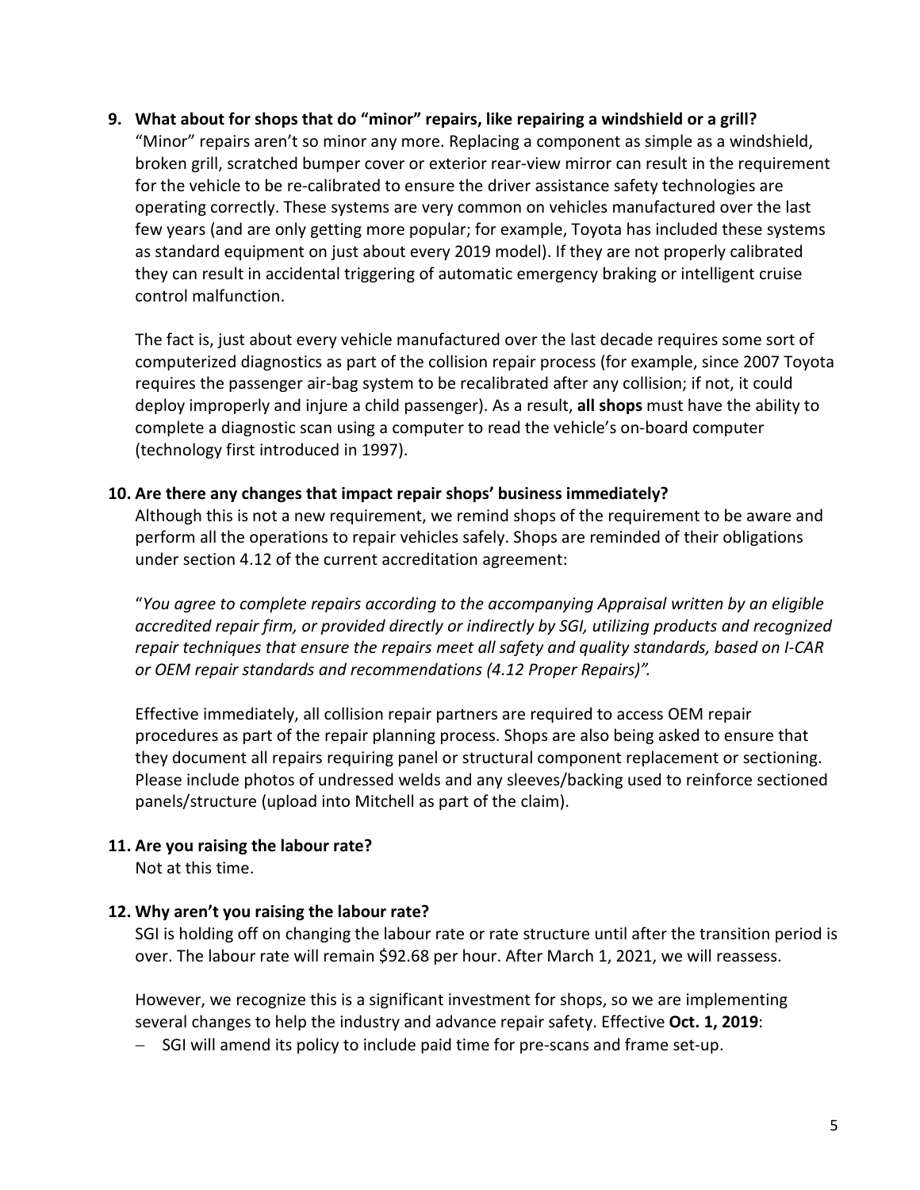**9. What about for shops that do "minor" repairs, like repairing a windshield or a grill?**

"Minor" repairs aren't so minor any more. Replacing a component as simple as a windshield, broken grill, scratched bumper cover or exterior rear-view mirror can result in the requirement for the vehicle to be re-calibrated to ensure the driver assistance safety technologies are operating correctly. These systems are very common on vehicles manufactured over the last few years (and are only getting more popular; for example, Toyota has included these systems as standard equipment on just about every 2019 model). If they are not properly calibrated they can result in accidental triggering of automatic emergency braking or intelligent cruise control malfunction.

The fact is, just about every vehicle manufactured over the last decade requires some sort of computerized diagnostics as part of the collision repair process (for example, since 2007 Toyota requires the passenger air-bag system to be recalibrated after any collision; if not, it could deploy improperly and injure a child passenger). As a result, **all shops** must have the ability to complete a diagnostic scan using a computer to read the vehicle's on-board computer (technology first introduced in 1997).

**10. Are there any changes that impact repair shops' business immediately?**

Although this is not a new requirement, we remind shops of the requirement to be aware and perform all the operations to repair vehicles safely. Shops are reminded of their obligations under section 4.12 of the current accreditation agreement:

"*You agree to complete repairs according to the accompanying Appraisal written by an eligible accredited repair firm, or provided directly or indirectly by SGI, utilizing products and recognized repair techniques that ensure the repairs meet all safety and quality standards, based on I-CAR or OEM repair standards and recommendations (4.12 Proper Repairs)".*

Effective immediately, all collision repair partners are required to access OEM repair procedures as part of the repair planning process. Shops are also being asked to ensure that they document all repairs requiring panel or structural component replacement or sectioning. Please include photos of undressed welds and any sleeves/backing used to reinforce sectioned panels/structure (upload into Mitchell as part of the claim).

**11. Are you raising the labour rate?**

Not at this time.

**12. Why aren't you raising the labour rate?**

SGI is holding off on changing the labour rate or rate structure until after the transition period is over. The labour rate will remain $92.68 per hour. After March 1, 2021, we will reassess.

However, we recognize this is a significant investment for shops, so we are implementing several changes to help the industry and advance repair safety. Effective **Oct. 1, 2019**:

- SGI will amend its policy to include paid time for pre-scans and frame set-up.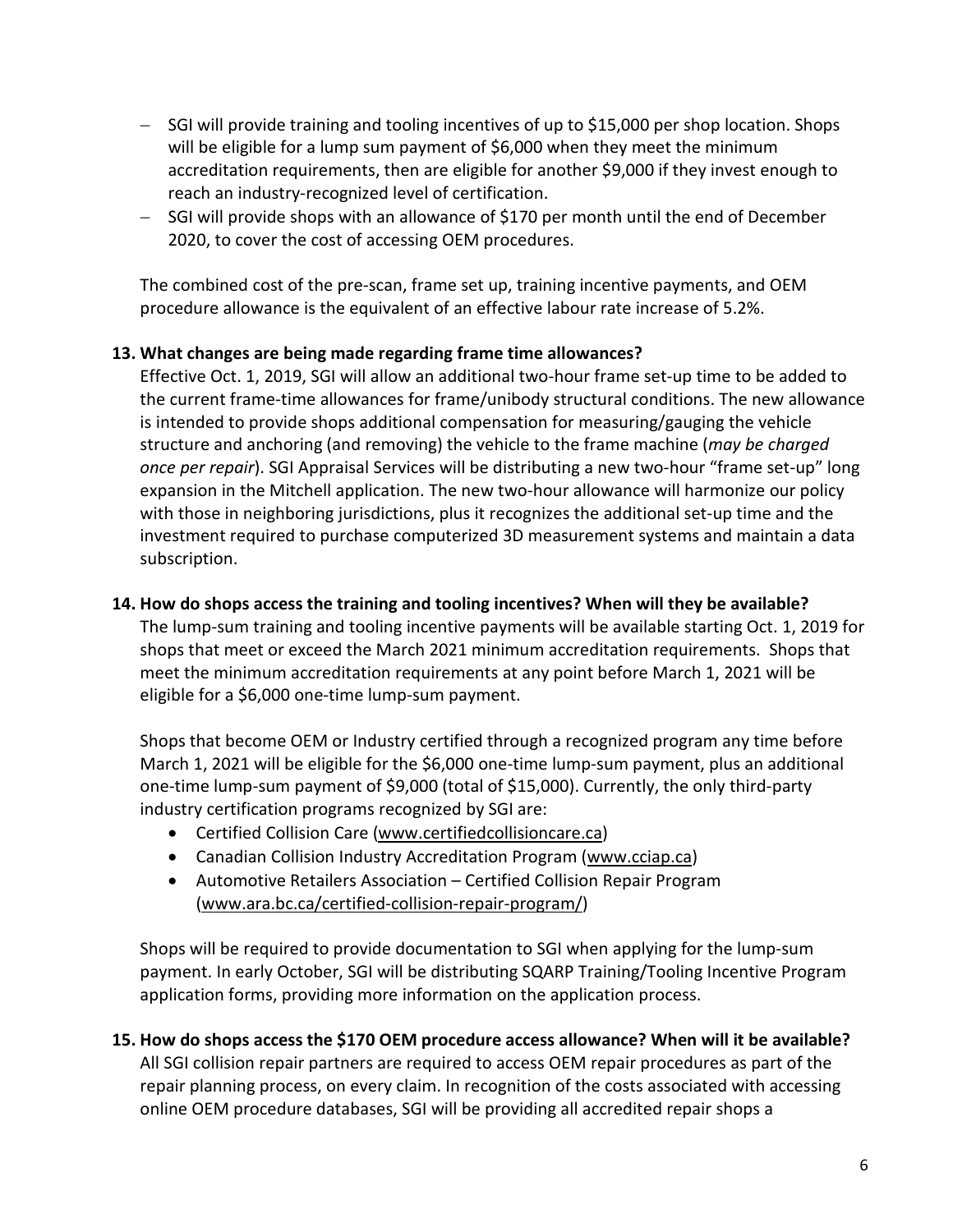- SGI will provide training and tooling incentives of up to $15,000 per shop location. Shops will be eligible for a lump sum payment of $6,000 when they meet the minimum accreditation requirements, then are eligible for another $9,000 if they invest enough to reach an industry-recognized level of certification.
- SGI will provide shops with an allowance of $170 per month until the end of December 2020, to cover the cost of accessing OEM procedures.

The combined cost of the pre-scan, frame set up, training incentive payments, and OEM procedure allowance is the equivalent of an effective labour rate increase of 5.2%.

**13. What changes are being made regarding frame time allowances?**

Effective Oct. 1, 2019, SGI will allow an additional two-hour frame set-up time to be added to the current frame-time allowances for frame/unibody structural conditions. The new allowance is intended to provide shops additional compensation for measuring/gauging the vehicle structure and anchoring (and removing) the vehicle to the frame machine (*may be charged once per repair*). SGI Appraisal Services will be distributing a new two-hour "frame set-up" long expansion in the Mitchell application. The new two-hour allowance will harmonize our policy with those in neighboring jurisdictions, plus it recognizes the additional set-up time and the investment required to purchase computerized 3D measurement systems and maintain a data subscription.

**14. How do shops access the training and tooling incentives? When will they be available?**

The lump-sum training and tooling incentive payments will be available starting Oct. 1, 2019 for shops that meet or exceed the March 2021 minimum accreditation requirements. Shops that meet the minimum accreditation requirements at any point before March 1, 2021 will be eligible for a $6,000 one-time lump-sum payment.

Shops that become OEM or Industry certified through a recognized program any time before March 1, 2021 will be eligible for the $6,000 one-time lump-sum payment, plus an additional one-time lump-sum payment of $9,000 (total of $15,000). Currently, the only third-party industry certification programs recognized by SGI are:

- Certified Collision Care (www.certifiedcollisioncare.ca)
- Canadian Collision Industry Accreditation Program (www.cciap.ca)
- Automotive Retailers Association – Certified Collision Repair Program (www.ara.bc.ca/certified-collision-repair-program/)

Shops will be required to provide documentation to SGI when applying for the lump-sum payment. In early October, SGI will be distributing SQARP Training/Tooling Incentive Program application forms, providing more information on the application process.

**15. How do shops access the $170 OEM procedure access allowance? When will it be available?**

All SGI collision repair partners are required to access OEM repair procedures as part of the repair planning process, on every claim. In recognition of the costs associated with accessing online OEM procedure databases, SGI will be providing all accredited repair shops a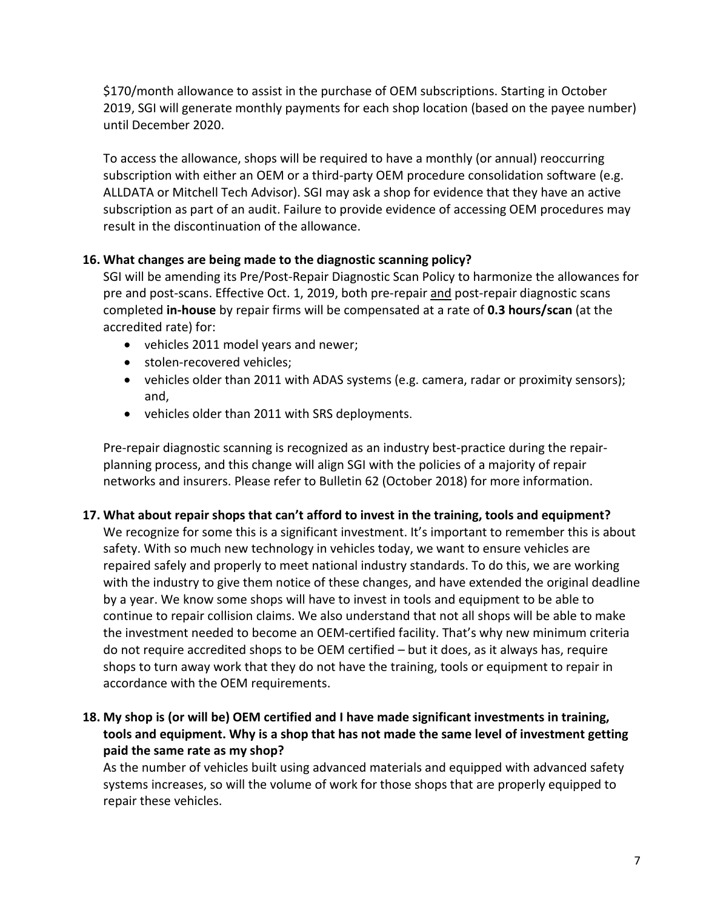$170/month allowance to assist in the purchase of OEM subscriptions. Starting in October 2019, SGI will generate monthly payments for each shop location (based on the payee number) until December 2020.

To access the allowance, shops will be required to have a monthly (or annual) reoccurring subscription with either an OEM or a third-party OEM procedure consolidation software (e.g. ALLDATA or Mitchell Tech Advisor). SGI may ask a shop for evidence that they have an active subscription as part of an audit. Failure to provide evidence of accessing OEM procedures may result in the discontinuation of the allowance.

**16. What changes are being made to the diagnostic scanning policy?**

SGI will be amending its Pre/Post-Repair Diagnostic Scan Policy to harmonize the allowances for pre and post-scans. Effective Oct. 1, 2019, both pre-repair and post-repair diagnostic scans completed **in-house** by repair firms will be compensated at a rate of **0.3 hours/scan** (at the accredited rate) for:

- vehicles 2011 model years and newer;
- stolen-recovered vehicles;
- vehicles older than 2011 with ADAS systems (e.g. camera, radar or proximity sensors); and,
- vehicles older than 2011 with SRS deployments.

Pre-repair diagnostic scanning is recognized as an industry best-practice during the repair-planning process, and this change will align SGI with the policies of a majority of repair networks and insurers. Please refer to Bulletin 62 (October 2018) for more information.

**17. What about repair shops that can't afford to invest in the training, tools and equipment?**

We recognize for some this is a significant investment. It's important to remember this is about safety. With so much new technology in vehicles today, we want to ensure vehicles are repaired safely and properly to meet national industry standards. To do this, we are working with the industry to give them notice of these changes, and have extended the original deadline by a year. We know some shops will have to invest in tools and equipment to be able to continue to repair collision claims. We also understand that not all shops will be able to make the investment needed to become an OEM-certified facility. That's why new minimum criteria do not require accredited shops to be OEM certified – but it does, as it always has, require shops to turn away work that they do not have the training, tools or equipment to repair in accordance with the OEM requirements.

**18. My shop is (or will be) OEM certified and I have made significant investments in training, tools and equipment. Why is a shop that has not made the same level of investment getting paid the same rate as my shop?**

As the number of vehicles built using advanced materials and equipped with advanced safety systems increases, so will the volume of work for those shops that are properly equipped to repair these vehicles.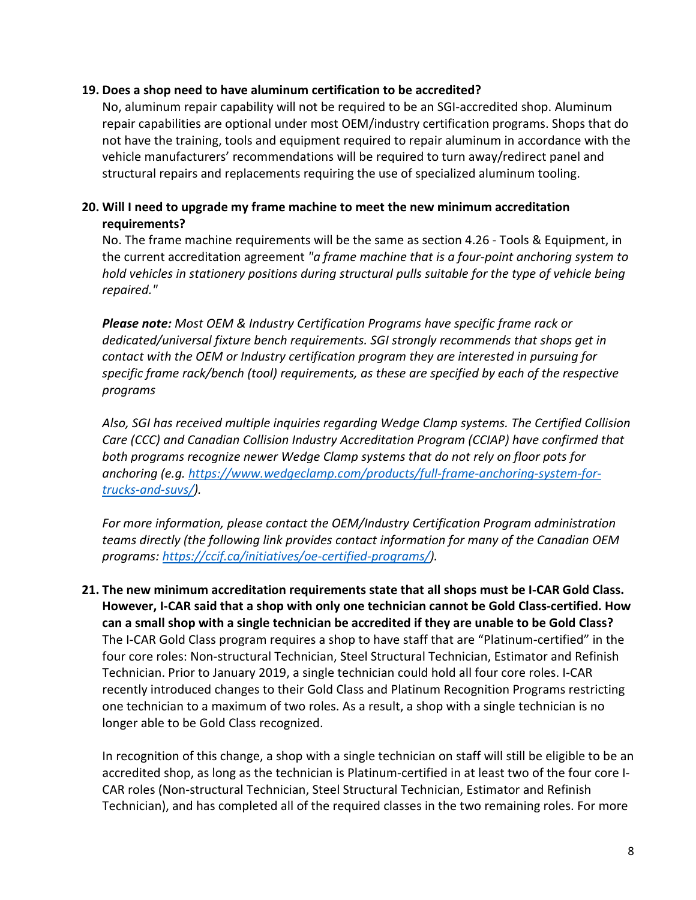**19. Does a shop need to have aluminum certification to be accredited?**

No, aluminum repair capability will not be required to be an SGI-accredited shop. Aluminum repair capabilities are optional under most OEM/industry certification programs. Shops that do not have the training, tools and equipment required to repair aluminum in accordance with the vehicle manufacturers' recommendations will be required to turn away/redirect panel and structural repairs and replacements requiring the use of specialized aluminum tooling.

**20. Will I need to upgrade my frame machine to meet the new minimum accreditation requirements?**

No. The frame machine requirements will be the same as section 4.26 - Tools & Equipment, in the current accreditation agreement *"a frame machine that is a four-point anchoring system to hold vehicles in stationery positions during structural pulls suitable for the type of vehicle being repaired."*

***Please note:*** *Most OEM & Industry Certification Programs have specific frame rack or dedicated/universal fixture bench requirements. SGI strongly recommends that shops get in contact with the OEM or Industry certification program they are interested in pursuing for specific frame rack/bench (tool) requirements, as these are specified by each of the respective programs*

*Also, SGI has received multiple inquiries regarding Wedge Clamp systems. The Certified Collision Care (CCC) and Canadian Collision Industry Accreditation Program (CCIAP) have confirmed that both programs recognize newer Wedge Clamp systems that do not rely on floor pots for anchoring (e.g. [https://www.wedgeclamp.com/products/full-frame-anchoring-system-for-trucks-and-suvs/](https://www.wedgeclamp.com/products/full-frame-anchoring-system-for-trucks-and-suvs/)).*

*For more information, please contact the OEM/Industry Certification Program administration teams directly (the following link provides contact information for many of the Canadian OEM programs: [https://ccif.ca/initiatives/oe-certified-programs/](https://ccif.ca/initiatives/oe-certified-programs/)).*

**21. The new minimum accreditation requirements state that all shops must be I-CAR Gold Class. However, I-CAR said that a shop with only one technician cannot be Gold Class-certified. How can a small shop with a single technician be accredited if they are unable to be Gold Class?**

The I-CAR Gold Class program requires a shop to have staff that are "Platinum-certified" in the four core roles: Non-structural Technician, Steel Structural Technician, Estimator and Refinish Technician. Prior to January 2019, a single technician could hold all four core roles. I-CAR recently introduced changes to their Gold Class and Platinum Recognition Programs restricting one technician to a maximum of two roles. As a result, a shop with a single technician is no longer able to be Gold Class recognized.

In recognition of this change, a shop with a single technician on staff will still be eligible to be an accredited shop, as long as the technician is Platinum-certified in at least two of the four core I-CAR roles (Non-structural Technician, Steel Structural Technician, Estimator and Refinish Technician), and has completed all of the required classes in the two remaining roles. For more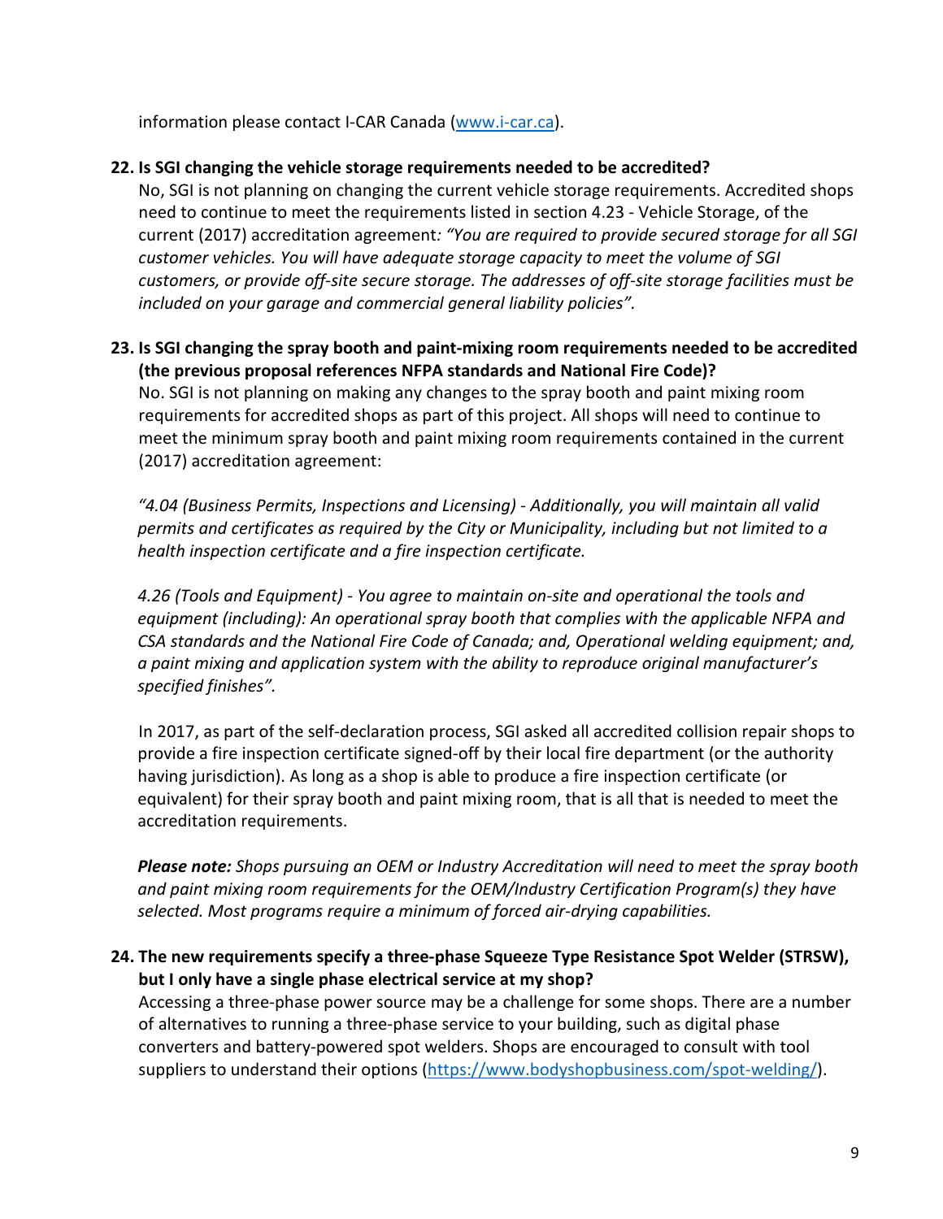information please contact I-CAR Canada ([www.i-car.ca](www.i-car.ca)).

**22. Is SGI changing the vehicle storage requirements needed to be accredited?**

No, SGI is not planning on changing the current vehicle storage requirements. Accredited shops need to continue to meet the requirements listed in section 4.23 - Vehicle Storage, of the current (2017) accreditation agreement*: "You are required to provide secured storage for all SGI customer vehicles. You will have adequate storage capacity to meet the volume of SGI customers, or provide off-site secure storage. The addresses of off-site storage facilities must be included on your garage and commercial general liability policies".*

**23. Is SGI changing the spray booth and paint-mixing room requirements needed to be accredited (the previous proposal references NFPA standards and National Fire Code)?**

No. SGI is not planning on making any changes to the spray booth and paint mixing room requirements for accredited shops as part of this project. All shops will need to continue to meet the minimum spray booth and paint mixing room requirements contained in the current (2017) accreditation agreement:

*"4.04 (Business Permits, Inspections and Licensing) - Additionally, you will maintain all valid permits and certificates as required by the City or Municipality, including but not limited to a health inspection certificate and a fire inspection certificate.*

*4.26 (Tools and Equipment) - You agree to maintain on-site and operational the tools and equipment (including): An operational spray booth that complies with the applicable NFPA and CSA standards and the National Fire Code of Canada; and, Operational welding equipment; and, a paint mixing and application system with the ability to reproduce original manufacturer's specified finishes".*

In 2017, as part of the self-declaration process, SGI asked all accredited collision repair shops to provide a fire inspection certificate signed-off by their local fire department (or the authority having jurisdiction). As long as a shop is able to produce a fire inspection certificate (or equivalent) for their spray booth and paint mixing room, that is all that is needed to meet the accreditation requirements.

***Please note:*** *Shops pursuing an OEM or Industry Accreditation will need to meet the spray booth and paint mixing room requirements for the OEM/Industry Certification Program(s) they have selected. Most programs require a minimum of forced air-drying capabilities.*

**24. The new requirements specify a three-phase Squeeze Type Resistance Spot Welder (STRSW), but I only have a single phase electrical service at my shop?**

Accessing a three-phase power source may be a challenge for some shops. There are a number of alternatives to running a three-phase service to your building, such as digital phase converters and battery-powered spot welders. Shops are encouraged to consult with tool suppliers to understand their options ([https://www.bodyshopbusiness.com/spot-welding/](https://www.bodyshopbusiness.com/spot-welding/)).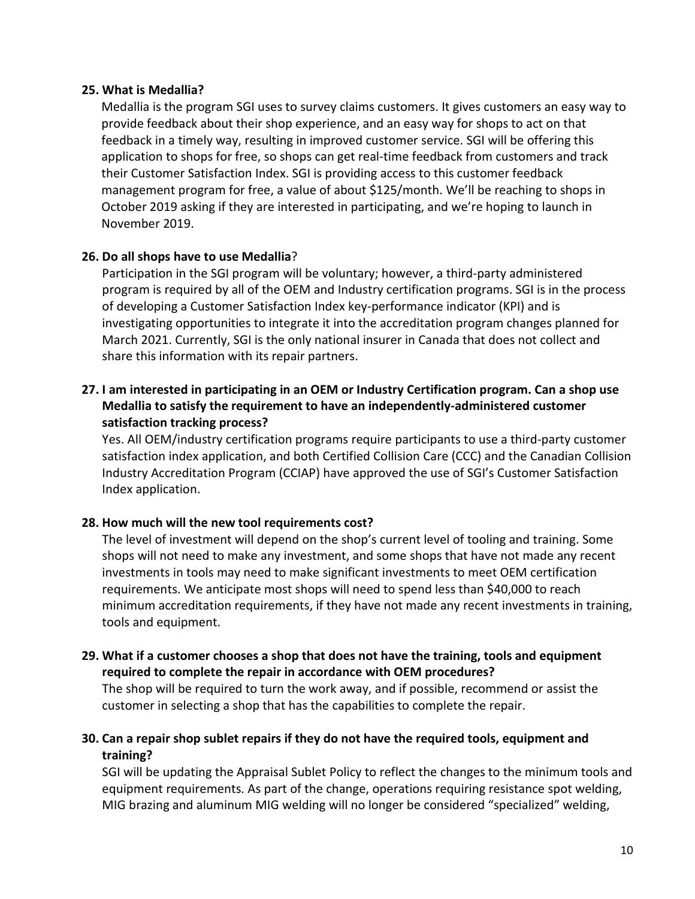**25. What is Medallia?**

Medallia is the program SGI uses to survey claims customers. It gives customers an easy way to provide feedback about their shop experience, and an easy way for shops to act on that feedback in a timely way, resulting in improved customer service. SGI will be offering this application to shops for free, so shops can get real-time feedback from customers and track their Customer Satisfaction Index. SGI is providing access to this customer feedback management program for free, a value of about $125/month. We'll be reaching to shops in October 2019 asking if they are interested in participating, and we're hoping to launch in November 2019.

**26. Do all shops have to use Medallia**?

Participation in the SGI program will be voluntary; however, a third-party administered program is required by all of the OEM and Industry certification programs. SGI is in the process of developing a Customer Satisfaction Index key-performance indicator (KPI) and is investigating opportunities to integrate it into the accreditation program changes planned for March 2021. Currently, SGI is the only national insurer in Canada that does not collect and share this information with its repair partners.

**27. I am interested in participating in an OEM or Industry Certification program. Can a shop use Medallia to satisfy the requirement to have an independently-administered customer satisfaction tracking process?**

Yes. All OEM/industry certification programs require participants to use a third-party customer satisfaction index application, and both Certified Collision Care (CCC) and the Canadian Collision Industry Accreditation Program (CCIAP) have approved the use of SGI's Customer Satisfaction Index application.

**28. How much will the new tool requirements cost?**

The level of investment will depend on the shop's current level of tooling and training. Some shops will not need to make any investment, and some shops that have not made any recent investments in tools may need to make significant investments to meet OEM certification requirements. We anticipate most shops will need to spend less than $40,000 to reach minimum accreditation requirements, if they have not made any recent investments in training, tools and equipment.

**29. What if a customer chooses a shop that does not have the training, tools and equipment required to complete the repair in accordance with OEM procedures?**

The shop will be required to turn the work away, and if possible, recommend or assist the customer in selecting a shop that has the capabilities to complete the repair.

**30. Can a repair shop sublet repairs if they do not have the required tools, equipment and training?**

SGI will be updating the Appraisal Sublet Policy to reflect the changes to the minimum tools and equipment requirements. As part of the change, operations requiring resistance spot welding, MIG brazing and aluminum MIG welding will no longer be considered "specialized" welding,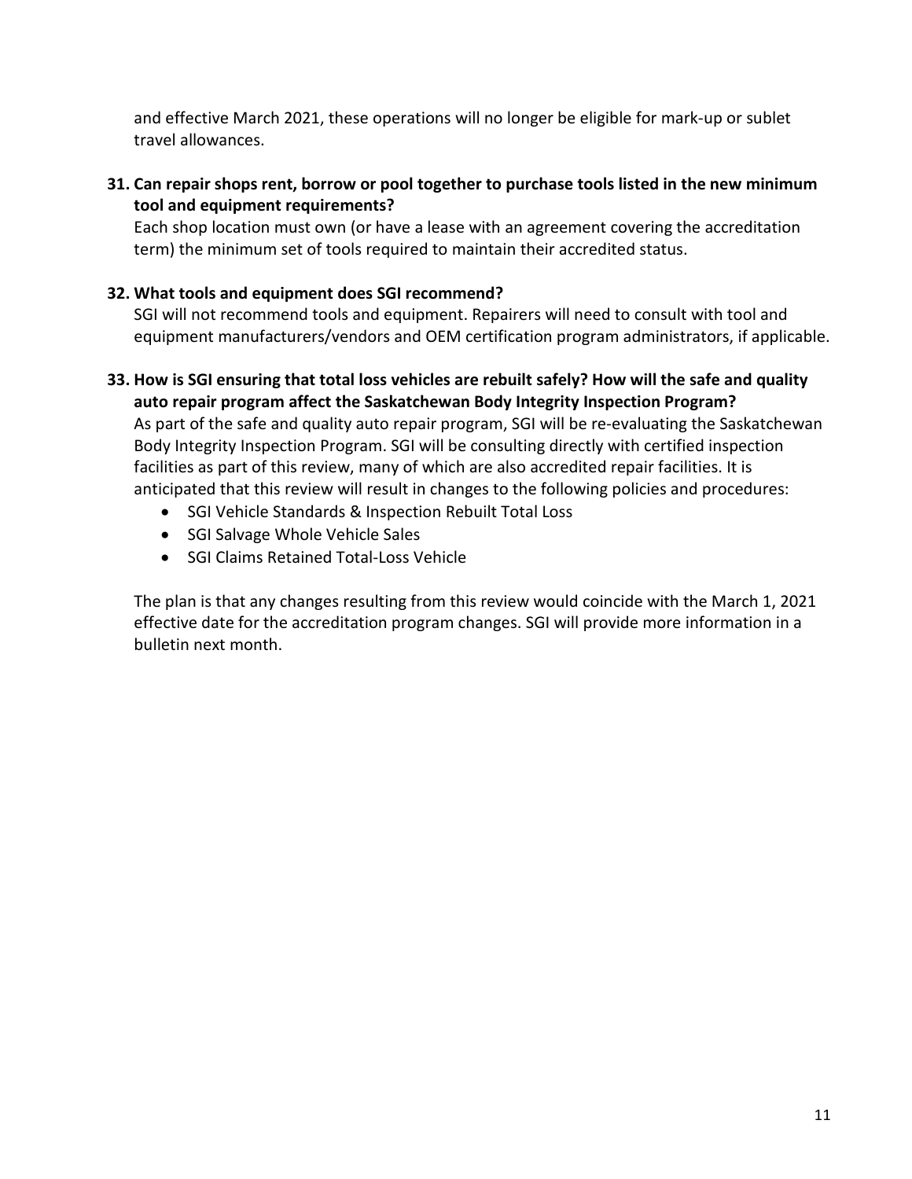and effective March 2021, these operations will no longer be eligible for mark-up or sublet travel allowances.

**31. Can repair shops rent, borrow or pool together to purchase tools listed in the new minimum tool and equipment requirements?**

Each shop location must own (or have a lease with an agreement covering the accreditation term) the minimum set of tools required to maintain their accredited status.

**32. What tools and equipment does SGI recommend?**

SGI will not recommend tools and equipment. Repairers will need to consult with tool and equipment manufacturers/vendors and OEM certification program administrators, if applicable.

**33. How is SGI ensuring that total loss vehicles are rebuilt safely? How will the safe and quality auto repair program affect the Saskatchewan Body Integrity Inspection Program?**

As part of the safe and quality auto repair program, SGI will be re-evaluating the Saskatchewan Body Integrity Inspection Program. SGI will be consulting directly with certified inspection facilities as part of this review, many of which are also accredited repair facilities. It is anticipated that this review will result in changes to the following policies and procedures:

- SGI Vehicle Standards & Inspection Rebuilt Total Loss
- SGI Salvage Whole Vehicle Sales
- SGI Claims Retained Total-Loss Vehicle

The plan is that any changes resulting from this review would coincide with the March 1, 2021 effective date for the accreditation program changes. SGI will provide more information in a bulletin next month.